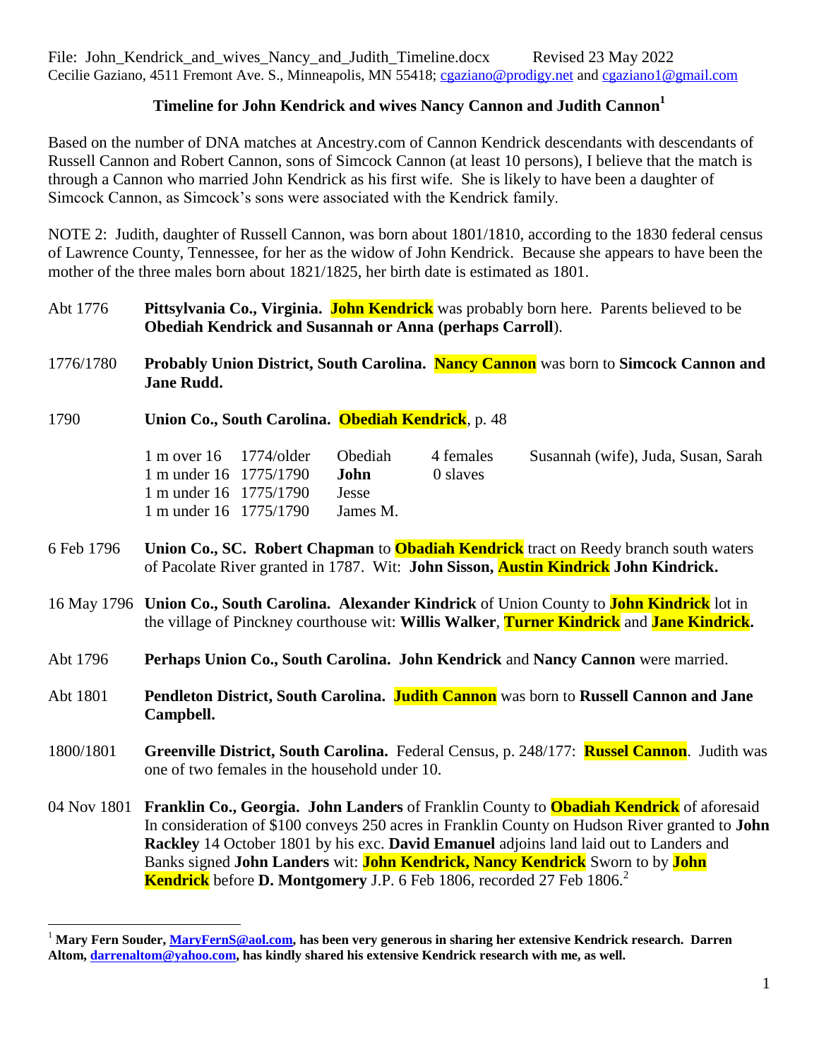File: John_Kendrick_and_wives_Nancy_and_Judith_Timeline.docx Revised 23 May 2022
Cecilie Gaziano, 4511 Fremont Ave. S., Minneapolis, MN 55418; cgaziano@prodigy.net and cgaziano1@gmail.com

## Timeline for John Kendrick and wives Nancy Cannon and Judith Cannon[1]

Based on the number of DNA matches at Ancestry.com of Cannon Kendrick descendants with descendants of Russell Cannon and Robert Cannon, sons of Simcock Cannon (at least 10 persons), I believe that the match is through a Cannon who married John Kendrick as his first wife. She is likely to have been a daughter of Simcock Cannon, as Simcock's sons were associated with the Kendrick family.

NOTE 2: Judith, daughter of Russell Cannon, was born about 1801/1810, according to the 1830 federal census of Lawrence County, Tennessee, for her as the widow of John Kendrick. Because she appears to have been the mother of the three males born about 1821/1825, her birth date is estimated as 1801.

Abt 1776 — **Pittsylvania Co., Virginia. John Kendrick** was probably born here. Parents believed to be **Obediah Kendrick and Susannah or Anna (perhaps Carroll**).

1776/1780 — **Probably Union District, South Carolina. Nancy Cannon** was born to **Simcock Cannon and Jane Rudd.**

1790 — **Union Co., South Carolina. Obediah Kendrick**, p. 48

| | | | | |
|---|---|---|---|---|
| 1 m over 16 | 1774/older | Obediah | 4 females | Susannah (wife), Juda, Susan, Sarah |
| 1 m under 16 | 1775/1790 | **John** | 0 slaves | |
| 1 m under 16 | 1775/1790 | Jesse | | |
| 1 m under 16 | 1775/1790 | James M. | | |

6 Feb 1796 — **Union Co., SC. Robert Chapman** to **Obadiah Kendrick** tract on Reedy branch south waters of Pacolate River granted in 1787. Wit: **John Sisson, Austin Kindrick John Kindrick.**

16 May 1796 — **Union Co., South Carolina. Alexander Kindrick** of Union County to **John Kindrick** lot in the village of Pinckney courthouse wit: **Willis Walker**, **Turner Kindrick** and **Jane Kindrick.**

Abt 1796 — **Perhaps Union Co., South Carolina. John Kendrick** and **Nancy Cannon** were married.

Abt 1801 — **Pendleton District, South Carolina. Judith Cannon** was born to **Russell Cannon and Jane Campbell.**

1800/1801 — **Greenville District, South Carolina.** Federal Census, p. 248/177: **Russel Cannon**. Judith was one of two females in the household under 10.

04 Nov 1801 — **Franklin Co., Georgia. John Landers** of Franklin County to **Obadiah Kendrick** of aforesaid In consideration of $100 conveys 250 acres in Franklin County on Hudson River granted to **John Rackley** 14 October 1801 by his exc. **David Emanuel** adjoins land laid out to Landers and Banks signed **John Landers** wit: **John Kendrick, Nancy Kendrick** Sworn to by **John Kendrick** before **D. Montgomery** J.P. 6 Feb 1806, recorded 27 Feb 1806.[2]

---

[1] **Mary Fern Souder, MaryFernS@aol.com, has been very generous in sharing her extensive Kendrick research. Darren Altom, darrenaltom@yahoo.com, has kindly shared his extensive Kendrick research with me, as well.**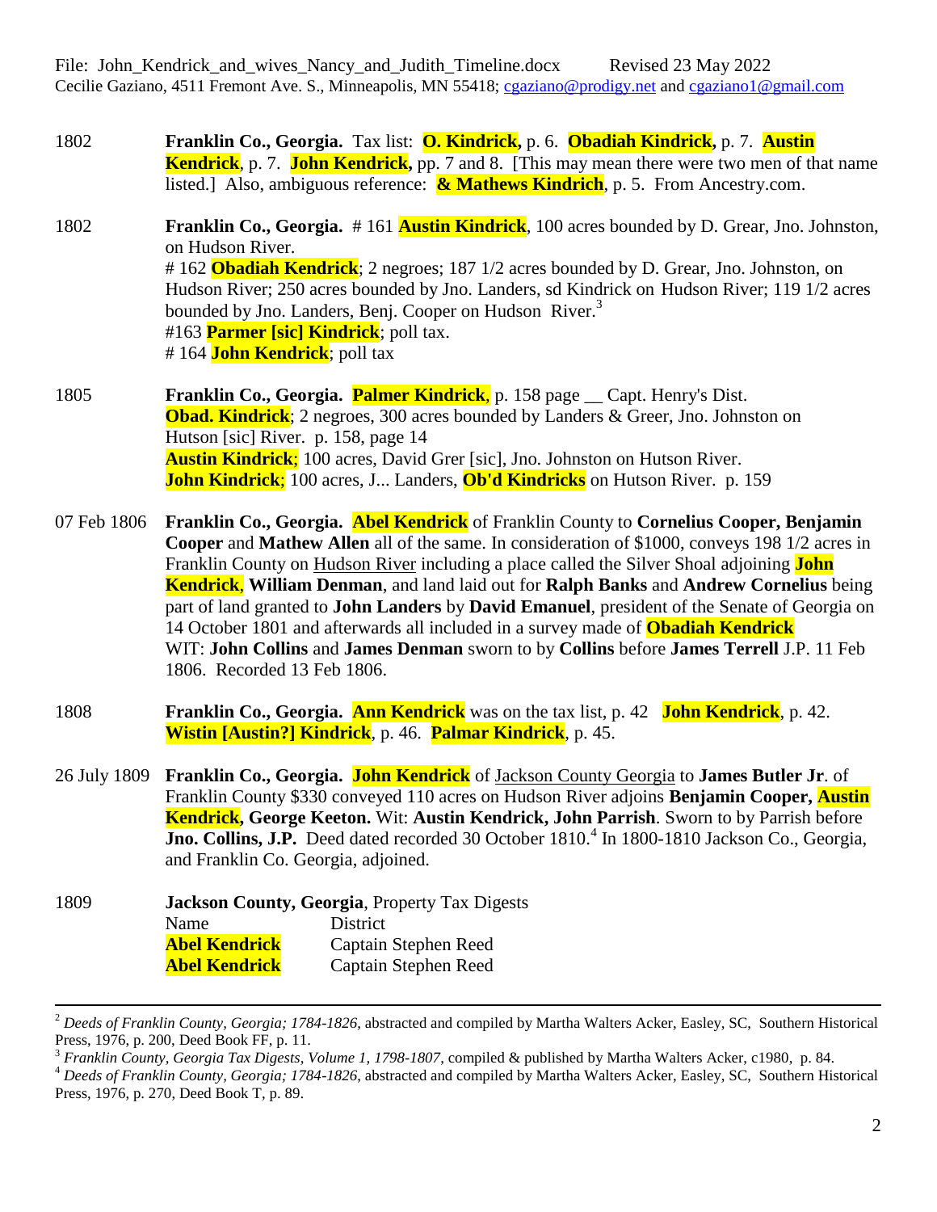1802 **Franklin Co., Georgia.** Tax list: **O. Kindrick,** p. 6. **Obadiah Kindrick,** p. 7. **Austin Kendrick**, p. 7. **John Kendrick,** pp. 7 and 8. [This may mean there were two men of that name listed.] Also, ambiguous reference: **& Mathews Kindrich**, p. 5. From Ancestry.com.

1802 **Franklin Co., Georgia.** # 161 **Austin Kindrick**, 100 acres bounded by D. Grear, Jno. Johnston, on Hudson River.
# 162 **Obadiah Kendrick**; 2 negroes; 187 1/2 acres bounded by D. Grear, Jno. Johnston, on Hudson River; 250 acres bounded by Jno. Landers, sd Kindrick on Hudson River; 119 1/2 acres bounded by Jno. Landers, Benj. Cooper on Hudson River.[3]
#163 **Parmer [sic] Kindrick**; poll tax.
# 164 **John Kendrick**; poll tax

1805 **Franklin Co., Georgia.** **Palmer Kindrick**, p. 158 page __ Capt. Henry's Dist.
**Obad. Kindrick**; 2 negroes, 300 acres bounded by Landers & Greer, Jno. Johnston on Hutson [sic] River. p. 158, page 14
**Austin Kindrick**; 100 acres, David Grer [sic], Jno. Johnston on Hutson River.
**John Kindrick**; 100 acres, J... Landers, **Ob'd Kindricks** on Hutson River. p. 159

07 Feb 1806 **Franklin Co., Georgia.** **Abel Kendrick** of Franklin County to **Cornelius Cooper, Benjamin Cooper** and **Mathew Allen** all of the same. In consideration of $1000, conveys 198 1/2 acres in Franklin County on Hudson River including a place called the Silver Shoal adjoining **John Kendrick**, **William Denman**, and land laid out for **Ralph Banks** and **Andrew Cornelius** being part of land granted to **John Landers** by **David Emanuel**, president of the Senate of Georgia on 14 October 1801 and afterwards all included in a survey made of **Obadiah Kendrick**
WIT: **John Collins** and **James Denman** sworn to by **Collins** before **James Terrell** J.P. 11 Feb 1806. Recorded 13 Feb 1806.

1808 **Franklin Co., Georgia.** **Ann Kendrick** was on the tax list, p. 42 **John Kendrick**, p. 42. **Wistin [Austin?] Kindrick**, p. 46. **Palmar Kindrick**, p. 45.

26 July 1809 **Franklin Co., Georgia.** **John Kendrick** of Jackson County Georgia to **James Butler Jr**. of Franklin County $330 conveyed 110 acres on Hudson River adjoins **Benjamin Cooper, Austin Kendrick, George Keeton.** Wit: **Austin Kendrick, John Parrish**. Sworn to by Parrish before **Jno. Collins, J.P.** Deed dated recorded 30 October 1810.[4] In 1800-1810 Jackson Co., Georgia, and Franklin Co. Georgia, adjoined.

1809 **Jackson County, Georgia**, Property Tax Digests

| Name | District |
|---|---|
| **Abel Kendrick** | Captain Stephen Reed |
| **Abel Kendrick** | Captain Stephen Reed |

---

[2] *Deeds of Franklin County, Georgia; 1784-1826*, abstracted and compiled by Martha Walters Acker, Easley, SC, Southern Historical Press, 1976, p. 200, Deed Book FF, p. 11.
[3] *Franklin County, Georgia Tax Digests, Volume 1, 1798-1807*, compiled & published by Martha Walters Acker, c1980, p. 84.
[4] *Deeds of Franklin County, Georgia; 1784-1826*, abstracted and compiled by Martha Walters Acker, Easley, SC, Southern Historical Press, 1976, p. 270, Deed Book T, p. 89.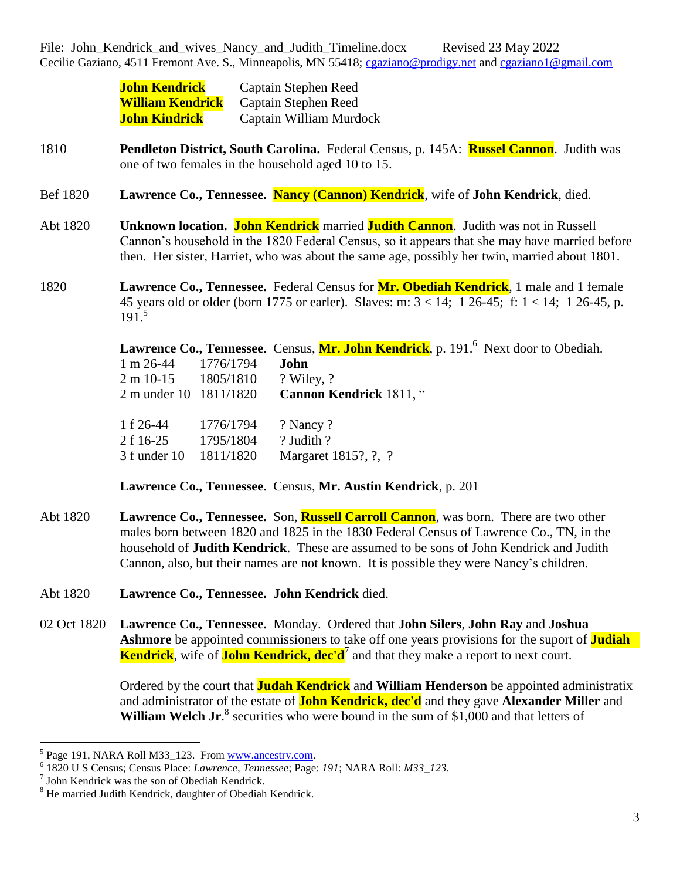| | |
|---|---|
| **John Kendrick** | Captain Stephen Reed |
| **William Kendrick** | Captain Stephen Reed |
| **John Kindrick** | Captain William Murdock |

1810 — **Pendleton District, South Carolina.** Federal Census, p. 145A: **Russel Cannon**. Judith was one of two females in the household aged 10 to 15.

Bef 1820 — **Lawrence Co., Tennessee. Nancy (Cannon) Kendrick**, wife of **John Kendrick**, died.

Abt 1820 — **Unknown location. John Kendrick** married **Judith Cannon**. Judith was not in Russell Cannon's household in the 1820 Federal Census, so it appears that she may have married before then. Her sister, Harriet, who was about the same age, possibly her twin, married about 1801.

1820 — **Lawrence Co., Tennessee.** Federal Census for **Mr. Obediah Kendrick**, 1 male and 1 female 45 years old or older (born 1775 or earler). Slaves: m: 3 < 14; 1 26-45; f: 1 < 14; 1 26-45, p. 191.[5]

**Lawrence Co., Tennessee**. Census, **Mr. John Kendrick**, p. 191.[6] Next door to Obediah.

| | | |
|---|---|---|
| 1 m 26-44 | 1776/1794 | **John** |
| 2 m 10-15 | 1805/1810 | ? Wiley, ? |
| 2 m under 10 | 1811/1820 | **Cannon Kendrick** 1811, " |
| | | |
| 1 f 26-44 | 1776/1794 | ? Nancy ? |
| 2 f 16-25 | 1795/1804 | ? Judith ? |
| 3 f under 10 | 1811/1820 | Margaret 1815?, ?, ? |

**Lawrence Co., Tennessee**. Census, **Mr. Austin Kendrick**, p. 201

Abt 1820 — **Lawrence Co., Tennessee.** Son, **Russell Carroll Cannon**, was born. There are two other males born between 1820 and 1825 in the 1830 Federal Census of Lawrence Co., TN, in the household of **Judith Kendrick**. These are assumed to be sons of John Kendrick and Judith Cannon, also, but their names are not known. It is possible they were Nancy's children.

Abt 1820 — **Lawrence Co., Tennessee. John Kendrick** died.

02 Oct 1820 — **Lawrence Co., Tennessee.** Monday. Ordered that **John Silers**, **John Ray** and **Joshua Ashmore** be appointed commissioners to take off one years provisions for the suport of **Judiah Kendrick**, wife of **John Kendrick, dec'd**[7] and that they make a report to next court.

Ordered by the court that **Judah Kendrick** and **William Henderson** be appointed administratix and administrator of the estate of **John Kendrick, dec'd** and they gave **Alexander Miller** and **William Welch Jr**.[8] securities who were bound in the sum of $1,000 and that letters of

---

[5] Page 191, NARA Roll M33_123. From www.ancestry.com.

[6] 1820 U S Census; Census Place: *Lawrence, Tennessee*; Page: *191*; NARA Roll: *M33_123.*

[7] John Kendrick was the son of Obediah Kendrick.

[8] He married Judith Kendrick, daughter of Obediah Kendrick.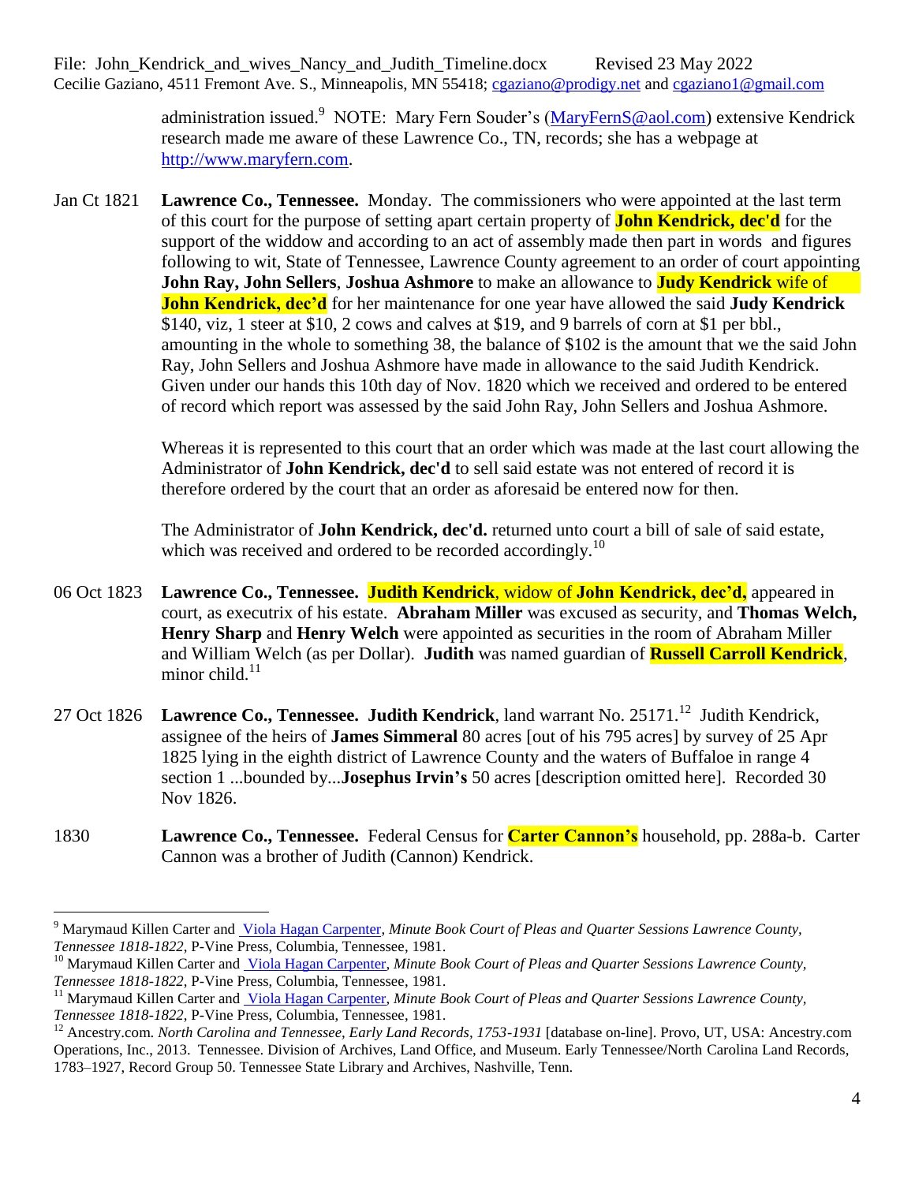administration issued.[9] NOTE: Mary Fern Souder's (MaryFernS@aol.com) extensive Kendrick research made me aware of these Lawrence Co., TN, records; she has a webpage at http://www.maryfern.com.

Jan Ct 1821 **Lawrence Co., Tennessee.** Monday. The commissioners who were appointed at the last term of this court for the purpose of setting apart certain property of **John Kendrick, dec'd** for the support of the widdow and according to an act of assembly made then part in words and figures following to wit, State of Tennessee, Lawrence County agreement to an order of court appointing **John Ray, John Sellers**, **Joshua Ashmore** to make an allowance to **Judy Kendrick** wife of **John Kendrick, dec'd** for her maintenance for one year have allowed the said **Judy Kendrick** $140, viz, 1 steer at $10, 2 cows and calves at $19, and 9 barrels of corn at $1 per bbl., amounting in the whole to something 38, the balance of $102 is the amount that we the said John Ray, John Sellers and Joshua Ashmore have made in allowance to the said Judith Kendrick. Given under our hands this 10th day of Nov. 1820 which we received and ordered to be entered of record which report was assessed by the said John Ray, John Sellers and Joshua Ashmore.

Whereas it is represented to this court that an order which was made at the last court allowing the Administrator of **John Kendrick, dec'd** to sell said estate was not entered of record it is therefore ordered by the court that an order as aforesaid be entered now for then.

The Administrator of **John Kendrick, dec'd.** returned unto court a bill of sale of said estate, which was received and ordered to be recorded accordingly.[10]

06 Oct 1823 **Lawrence Co., Tennessee. Judith Kendrick**, widow of **John Kendrick, dec'd,** appeared in court, as executrix of his estate. **Abraham Miller** was excused as security, and **Thomas Welch, Henry Sharp** and **Henry Welch** were appointed as securities in the room of Abraham Miller and William Welch (as per Dollar). **Judith** was named guardian of **Russell Carroll Kendrick**, minor child.[11]

27 Oct 1826 **Lawrence Co., Tennessee. Judith Kendrick**, land warrant No. 25171.[12] Judith Kendrick, assignee of the heirs of **James Simmeral** 80 acres [out of his 795 acres] by survey of 25 Apr 1825 lying in the eighth district of Lawrence County and the waters of Buffaloe in range 4 section 1 ...bounded by...**Josephus Irvin's** 50 acres [description omitted here]. Recorded 30 Nov 1826.

1830 **Lawrence Co., Tennessee.** Federal Census for **Carter Cannon's** household, pp. 288a-b. Carter Cannon was a brother of Judith (Cannon) Kendrick.

---

[9] Marymaud Killen Carter and Viola Hagan Carpenter, *Minute Book Court of Pleas and Quarter Sessions Lawrence County, Tennessee 1818-1822*, P-Vine Press, Columbia, Tennessee, 1981.

[10] Marymaud Killen Carter and Viola Hagan Carpenter, *Minute Book Court of Pleas and Quarter Sessions Lawrence County, Tennessee 1818-1822*, P-Vine Press, Columbia, Tennessee, 1981.

[11] Marymaud Killen Carter and Viola Hagan Carpenter, *Minute Book Court of Pleas and Quarter Sessions Lawrence County, Tennessee 1818-1822*, P-Vine Press, Columbia, Tennessee, 1981.

[12] Ancestry.com. *North Carolina and Tennessee, Early Land Records, 1753-1931* [database on-line]. Provo, UT, USA: Ancestry.com Operations, Inc., 2013. Tennessee. Division of Archives, Land Office, and Museum. Early Tennessee/North Carolina Land Records, 1783–1927, Record Group 50. Tennessee State Library and Archives, Nashville, Tenn.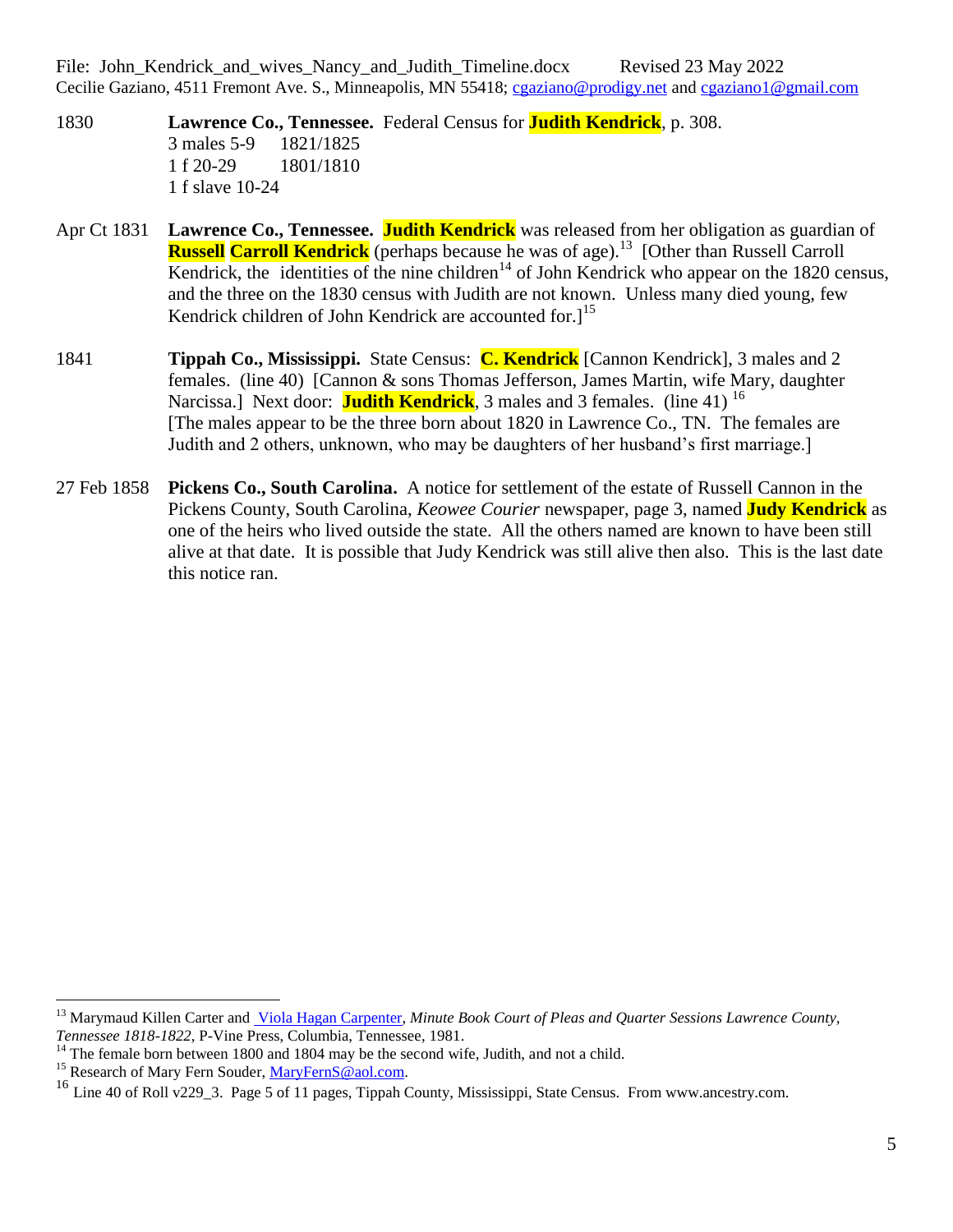1830 **Lawrence Co., Tennessee.** Federal Census for **Judith Kendrick**, p. 308.
3 males 5-9 1821/1825
1 f 20-29 1801/1810
1 f slave 10-24

Apr Ct 1831 **Lawrence Co., Tennessee.** **Judith Kendrick** was released from her obligation as guardian of **Russell Carroll Kendrick** (perhaps because he was of age).[13] [Other than Russell Carroll Kendrick, the identities of the nine children[14] of John Kendrick who appear on the 1820 census, and the three on the 1830 census with Judith are not known. Unless many died young, few Kendrick children of John Kendrick are accounted for.][15]

1841 **Tippah Co., Mississippi.** State Census: **C. Kendrick** [Cannon Kendrick], 3 males and 2 females. (line 40) [Cannon & sons Thomas Jefferson, James Martin, wife Mary, daughter Narcissa.] Next door: **Judith Kendrick**, 3 males and 3 females. (line 41) [16]
[The males appear to be the three born about 1820 in Lawrence Co., TN. The females are Judith and 2 others, unknown, who may be daughters of her husband's first marriage.]

27 Feb 1858 **Pickens Co., South Carolina.** A notice for settlement of the estate of Russell Cannon in the Pickens County, South Carolina, *Keowee Courier* newspaper, page 3, named **Judy Kendrick** as one of the heirs who lived outside the state. All the others named are known to have been still alive at that date. It is possible that Judy Kendrick was still alive then also. This is the last date this notice ran.

---

[13] Marymaud Killen Carter and Viola Hagan Carpenter, *Minute Book Court of Pleas and Quarter Sessions Lawrence County, Tennessee 1818-1822*, P-Vine Press, Columbia, Tennessee, 1981.

[14] The female born between 1800 and 1804 may be the second wife, Judith, and not a child.

[15] Research of Mary Fern Souder, MaryFernS@aol.com.

[16] Line 40 of Roll v229_3. Page 5 of 11 pages, Tippah County, Mississippi, State Census. From www.ancestry.com.